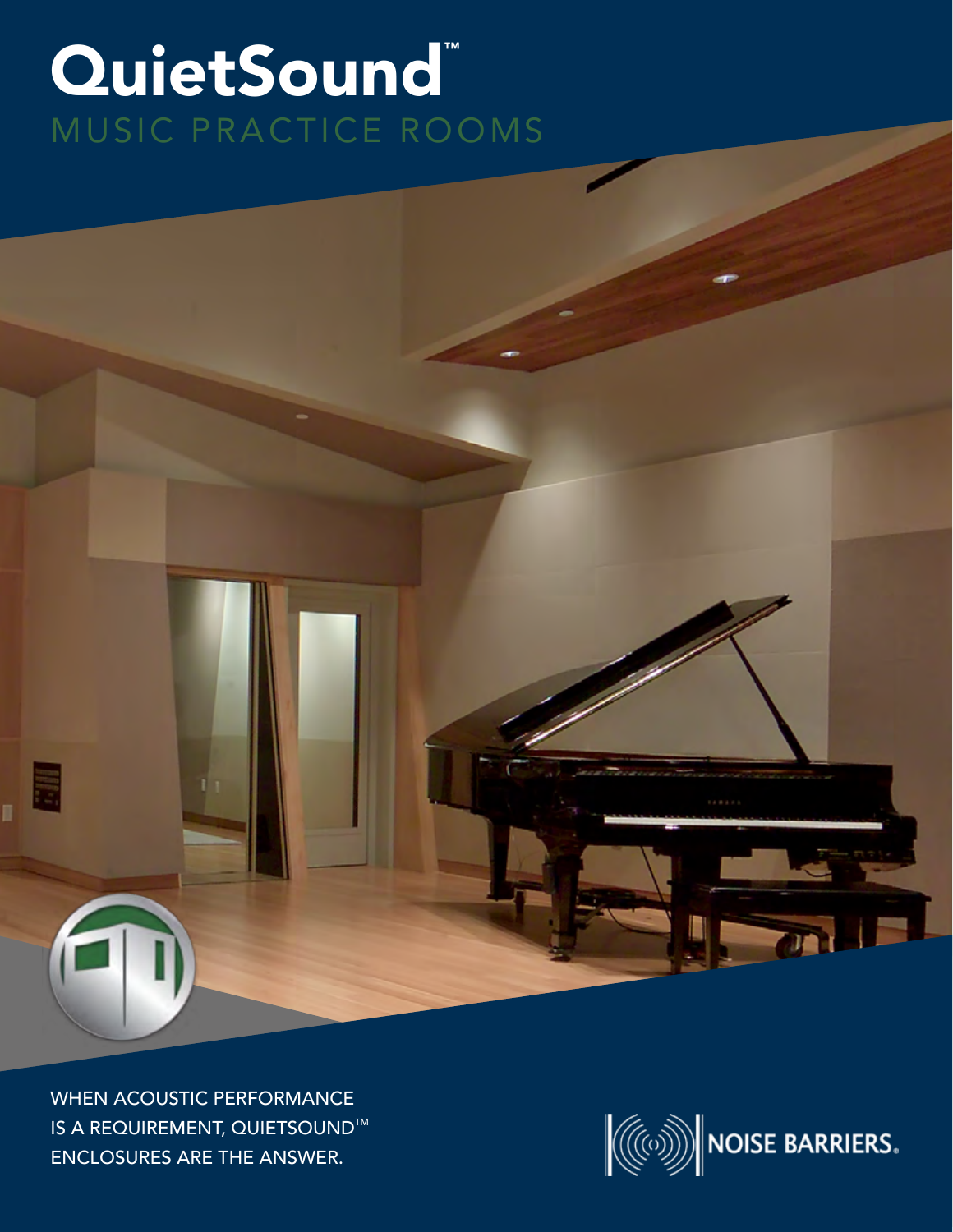# QuietSound™

## MUSIC PRACTICE ROOMS

WHEN ACOUSTIC PERFORMANCE IS A REQUIREMENT, QUIETSOUND™ ENCLOSURES ARE THE ANSWER.

NOISE BARRIERS.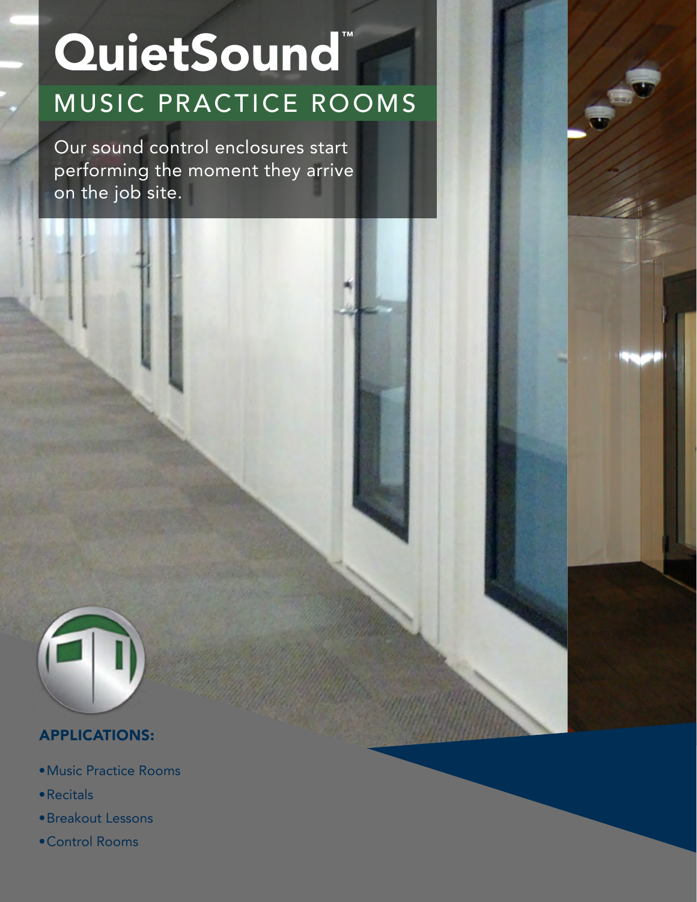# QuietSound™

## MUSIC PRACTICE ROOMS

Our sound control enclosures start performing the moment they arrive on the job site.

### APPLICATIONS:

- Music Practice Rooms
- Recitals
- Breakout Lessons
- Control Rooms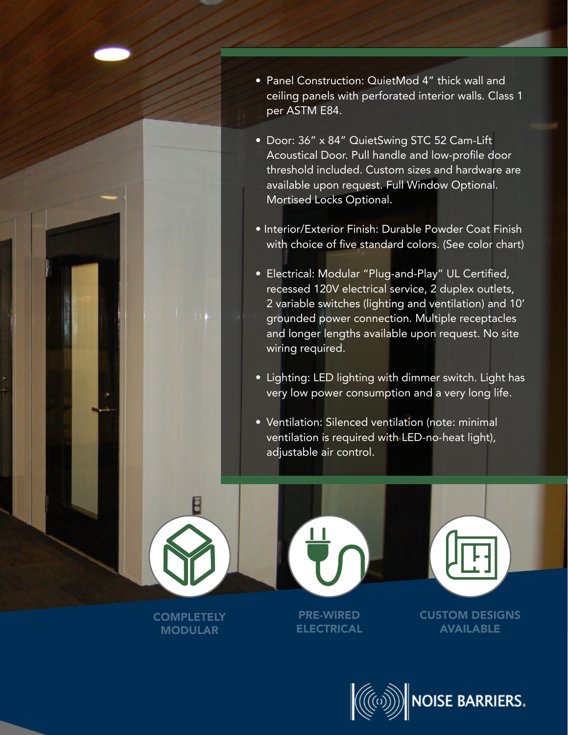- Panel Construction: QuietMod 4" thick wall and ceiling panels with perforated interior walls. Class 1 per ASTM E84.

- Door: 36" x 84" QuietSwing STC 52 Cam-Lift Acoustical Door. Pull handle and low-profile door threshold included. Custom sizes and hardware are available upon request. Full Window Optional. Mortised Locks Optional.

- Interior/Exterior Finish: Durable Powder Coat Finish with choice of five standard colors. (See color chart)

- Electrical: Modular "Plug-and-Play" UL Certified, recessed 120V electrical service, 2 duplex outlets, 2 variable switches (lighting and ventilation) and 10' grounded power connection. Multiple receptacles and longer lengths available upon request. No site wiring required.

- Lighting: LED lighting with dimmer switch. Light has very low power consumption and a very long life.

- Ventilation: Silenced ventilation (note: minimal ventilation is required with LED-no-heat light), adjustable air control.

**COMPLETELY MODULAR**

**PRE-WIRED ELECTRICAL**

**CUSTOM DESIGNS AVAILABLE**

NOISE BARRIERS.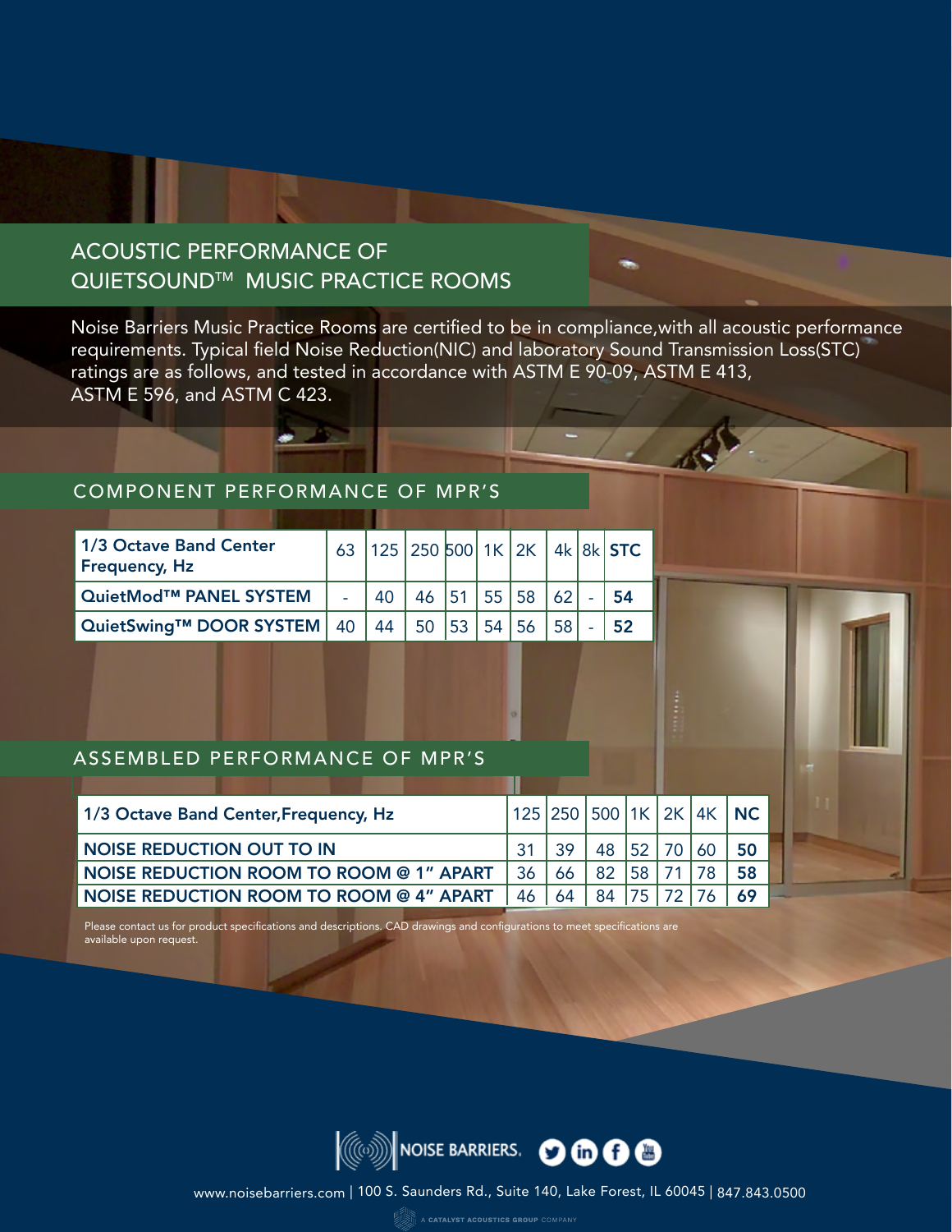# ACOUSTIC PERFORMANCE OF QUIETSOUND™ MUSIC PRACTICE ROOMS

Noise Barriers Music Practice Rooms are certified to be in compliance,with all acoustic performance requirements. Typical field Noise Reduction(NIC) and laboratory Sound Transmission Loss(STC) ratings are as follows, and tested in accordance with ASTM E 90-09, ASTM E 413, ASTM E 596, and ASTM C 423.

## COMPONENT PERFORMANCE OF MPR'S

| 1/3 Octave Band Center Frequency, Hz | 63 | 125 | 250 | 500 | 1K | 2K | 4k | 8k | STC |
|---|---|---|---|---|---|---|---|---|---|
| QuietMod™ PANEL SYSTEM | - | 40 | 46 | 51 | 55 | 58 | 62 | - | 54 |
| QuietSwing™ DOOR SYSTEM | 40 | 44 | 50 | 53 | 54 | 56 | 58 | - | 52 |

## ASSEMBLED PERFORMANCE OF MPR'S

| 1/3 Octave Band Center,Frequency, Hz | 125 | 250 | 500 | 1K | 2K | 4K | NC |
|---|---|---|---|---|---|---|---|
| NOISE REDUCTION OUT TO IN | 31 | 39 | 48 | 52 | 70 | 60 | 50 |
| NOISE REDUCTION ROOM TO ROOM @ 1" APART | 36 | 66 | 82 | 58 | 71 | 78 | 58 |
| NOISE REDUCTION ROOM TO ROOM @ 4" APART | 46 | 64 | 84 | 75 | 72 | 76 | 69 |

Please contact us for product specifications and descriptions. CAD drawings and configurations to meet specifications are available upon request.

NOISE BARRIERS.

www.noisebarriers.com | 100 S. Saunders Rd., Suite 140, Lake Forest, IL 60045 | 847.843.0500

A CATALYST ACOUSTICS GROUP COMPANY